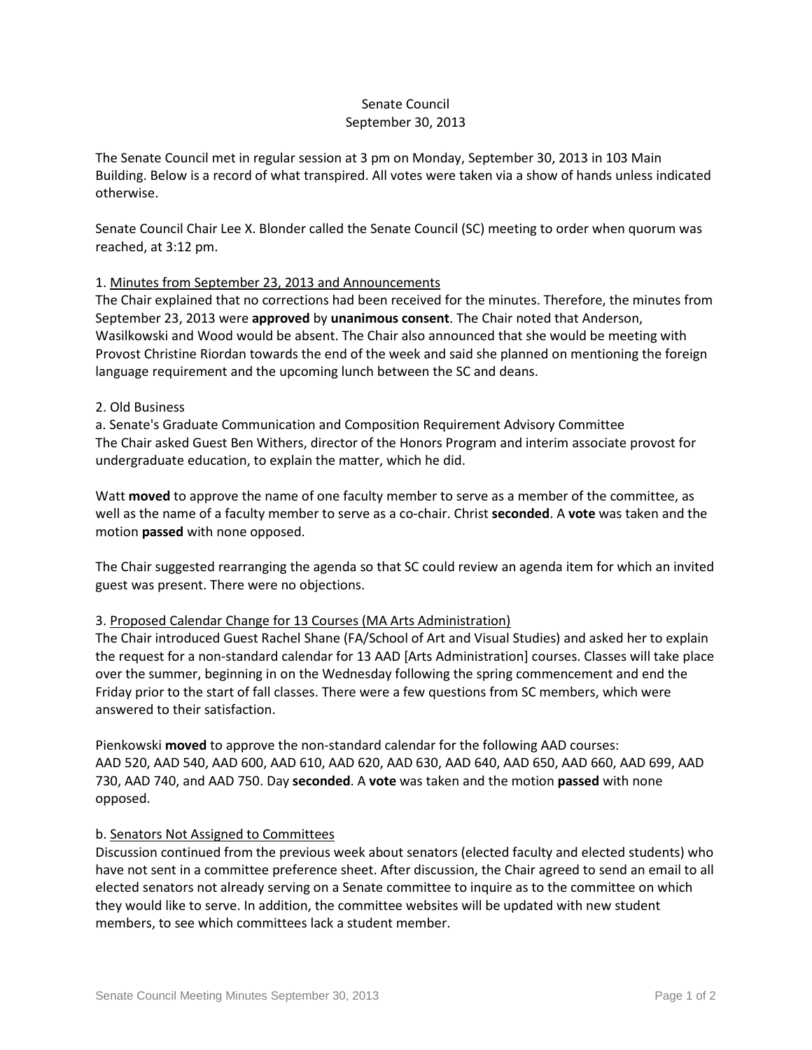Senate Council
September 30, 2013

The Senate Council met in regular session at 3 pm on Monday, September 30, 2013 in 103 Main Building. Below is a record of what transpired. All votes were taken via a show of hands unless indicated otherwise.

Senate Council Chair Lee X. Blonder called the Senate Council (SC) meeting to order when quorum was reached, at 3:12 pm.

1. Minutes from September 23, 2013 and Announcements
The Chair explained that no corrections had been received for the minutes. Therefore, the minutes from September 23, 2013 were **approved** by **unanimous consent**. The Chair noted that Anderson, Wasilkowski and Wood would be absent. The Chair also announced that she would be meeting with Provost Christine Riordan towards the end of the week and said she planned on mentioning the foreign language requirement and the upcoming lunch between the SC and deans.

2. Old Business
a. Senate's Graduate Communication and Composition Requirement Advisory Committee
The Chair asked Guest Ben Withers, director of the Honors Program and interim associate provost for undergraduate education, to explain the matter, which he did.

Watt **moved** to approve the name of one faculty member to serve as a member of the committee, as well as the name of a faculty member to serve as a co-chair. Christ **seconded**. A **vote** was taken and the motion **passed** with none opposed.

The Chair suggested rearranging the agenda so that SC could review an agenda item for which an invited guest was present. There were no objections.

3. Proposed Calendar Change for 13 Courses (MA Arts Administration)
The Chair introduced Guest Rachel Shane (FA/School of Art and Visual Studies) and asked her to explain the request for a non-standard calendar for 13 AAD [Arts Administration] courses. Classes will take place over the summer, beginning in on the Wednesday following the spring commencement and end the Friday prior to the start of fall classes. There were a few questions from SC members, which were answered to their satisfaction.

Pienkowski **moved** to approve the non-standard calendar for the following AAD courses: AAD 520, AAD 540, AAD 600, AAD 610, AAD 620, AAD 630, AAD 640, AAD 650, AAD 660, AAD 699, AAD 730, AAD 740, and AAD 750. Day **seconded**. A **vote** was taken and the motion **passed** with none opposed.

b. Senators Not Assigned to Committees
Discussion continued from the previous week about senators (elected faculty and elected students) who have not sent in a committee preference sheet. After discussion, the Chair agreed to send an email to all elected senators not already serving on a Senate committee to inquire as to the committee on which they would like to serve. In addition, the committee websites will be updated with new student members, to see which committees lack a student member.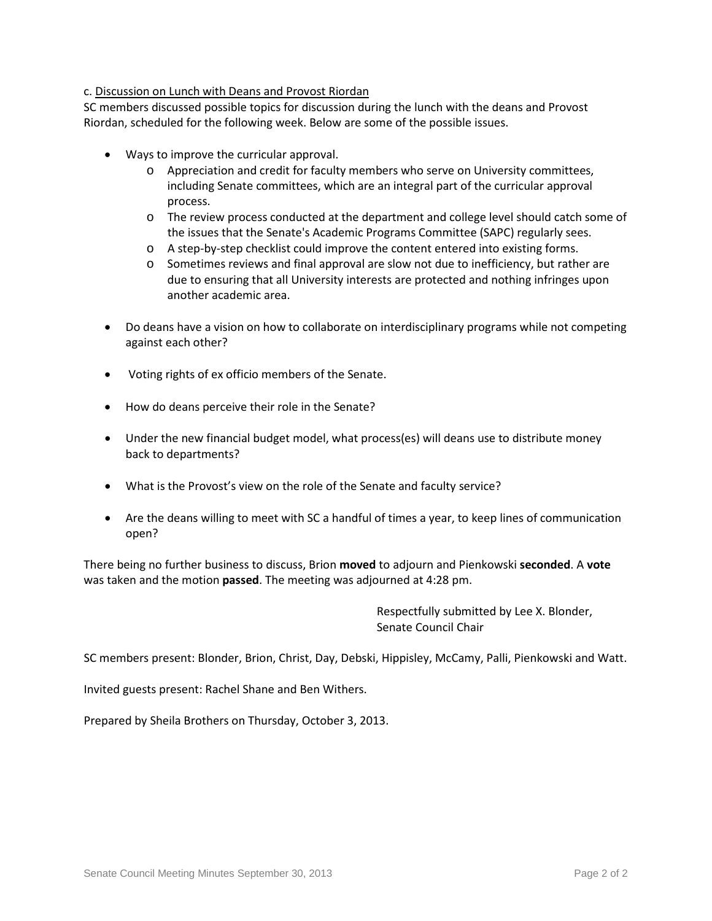c. Discussion on Lunch with Deans and Provost Riordan

SC members discussed possible topics for discussion during the lunch with the deans and Provost Riordan, scheduled for the following week. Below are some of the possible issues.

- Ways to improve the curricular approval.
    - Appreciation and credit for faculty members who serve on University committees, including Senate committees, which are an integral part of the curricular approval process.
    - The review process conducted at the department and college level should catch some of the issues that the Senate's Academic Programs Committee (SAPC) regularly sees.
    - A step-by-step checklist could improve the content entered into existing forms.
    - Sometimes reviews and final approval are slow not due to inefficiency, but rather are due to ensuring that all University interests are protected and nothing infringes upon another academic area.

- Do deans have a vision on how to collaborate on interdisciplinary programs while not competing against each other?

- Voting rights of ex officio members of the Senate.

- How do deans perceive their role in the Senate?

- Under the new financial budget model, what process(es) will deans use to distribute money back to departments?

- What is the Provost's view on the role of the Senate and faculty service?

- Are the deans willing to meet with SC a handful of times a year, to keep lines of communication open?

There being no further business to discuss, Brion **moved** to adjourn and Pienkowski **seconded**. A **vote** was taken and the motion **passed**. The meeting was adjourned at 4:28 pm.

Respectfully submitted by Lee X. Blonder,
Senate Council Chair

SC members present: Blonder, Brion, Christ, Day, Debski, Hippisley, McCamy, Palli, Pienkowski and Watt.

Invited guests present: Rachel Shane and Ben Withers.

Prepared by Sheila Brothers on Thursday, October 3, 2013.